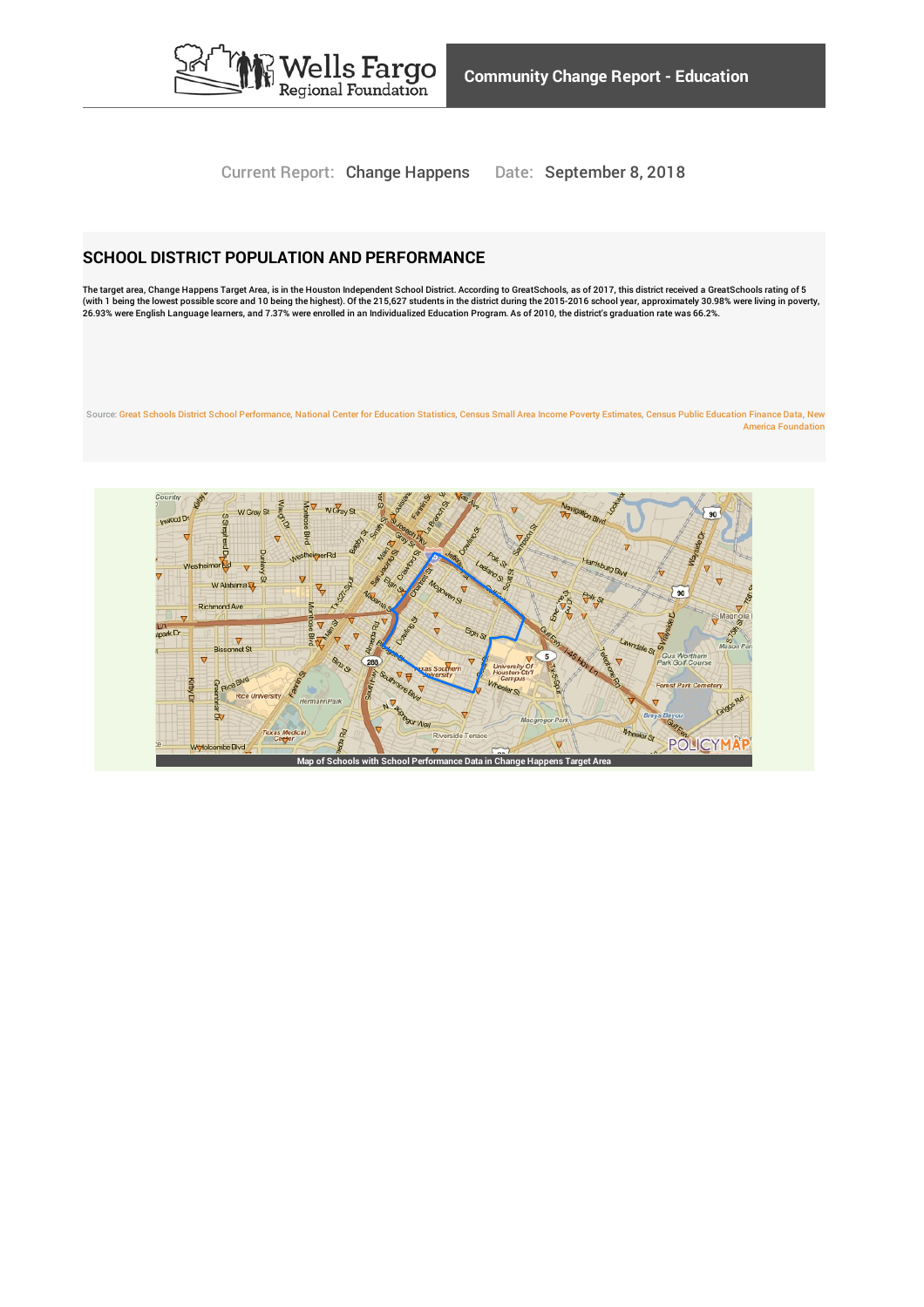Wells Fargo Regional Foundation

**Community Change Report - Education**

Current Report: Change Happens Date: September 8, 2018

## SCHOOL DISTRICT POPULATION AND PERFORMANCE

The target area, Change Happens Target Area, is in the Houston Independent School District. According to GreatSchools, as of 2017, this district received a GreatSchools rating of 5 (with 1 being the lowest possible score and 10 being the highest). Of the 215,627 students in the district during the 2015-2016 school year, approximately 30.98% were living in poverty, 26.93% were English Language learners, and 7.37% were enrolled in an Individualized Education Program. As of 2010, the district's graduation rate was 66.2%.

Source: Great Schools District School Performance, National Center for Education Statistics, Census Small Area Income Poverty Estimates, Census Public Education Finance Data, New America Foundation

Map of Schools with School Performance Data in Change Happens Target Area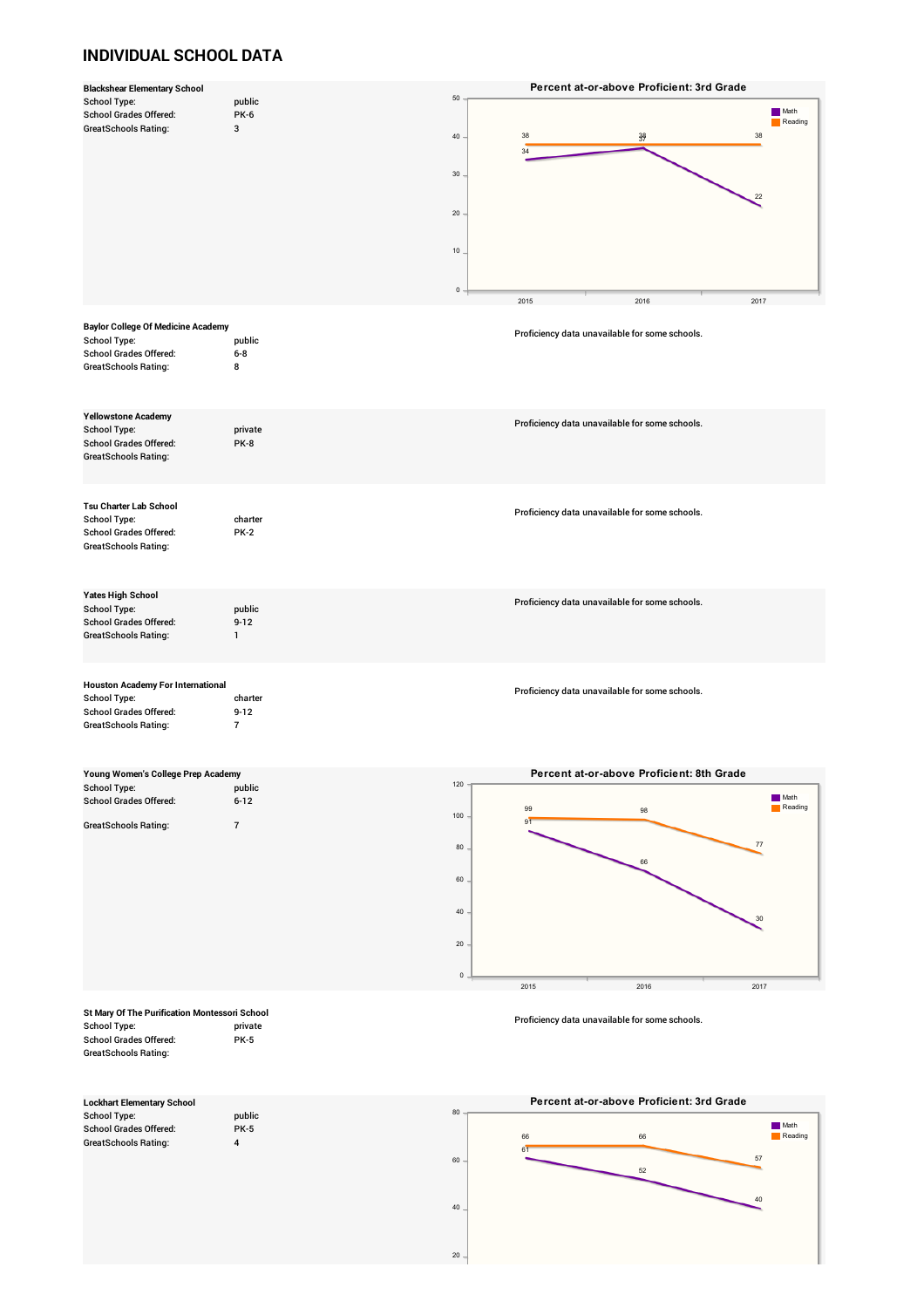# INDIVIDUAL SCHOOL DATA

**Blackshear Elementary School**

| | |
|---|---|
| School Type: | public |
| School Grades Offered: | PK-6 |
| GreatSchools Rating: | 3 |

**Percent at-or-above Proficient: 3rd Grade**

| Year | Math | Reading |
|---|---|---|
| 2015 | 34 | 38 |
| 2016 | 37 | 38 |
| 2017 | 22 | 38 |

**Baylor College Of Medicine Academy**

| | |
|---|---|
| School Type: | public |
| School Grades Offered: | 6-8 |
| GreatSchools Rating: | 8 |

Proficiency data unavailable for some schools.

**Yellowstone Academy**

| | |
|---|---|
| School Type: | private |
| School Grades Offered: | PK-8 |
| GreatSchools Rating: | |

Proficiency data unavailable for some schools.

**Tsu Charter Lab School**

| | |
|---|---|
| School Type: | charter |
| School Grades Offered: | PK-2 |
| GreatSchools Rating: | |

Proficiency data unavailable for some schools.

**Yates High School**

| | |
|---|---|
| School Type: | public |
| School Grades Offered: | 9-12 |
| GreatSchools Rating: | 1 |

Proficiency data unavailable for some schools.

**Houston Academy For International**

| | |
|---|---|
| School Type: | charter |
| School Grades Offered: | 9-12 |
| GreatSchools Rating: | 7 |

Proficiency data unavailable for some schools.

**Young Women's College Prep Academy**

| | |
|---|---|
| School Type: | public |
| School Grades Offered: | 6-12 |
| GreatSchools Rating: | 7 |

**Percent at-or-above Proficient: 8th Grade**

| Year | Math | Reading |
|---|---|---|
| 2015 | 91 | 99 |
| 2016 | 66 | 98 |
| 2017 | 30 | 77 |

**St Mary Of The Purification Montessori School**

| | |
|---|---|
| School Type: | private |
| School Grades Offered: | PK-5 |
| GreatSchools Rating: | |

Proficiency data unavailable for some schools.

**Lockhart Elementary School**

| | |
|---|---|
| School Type: | public |
| School Grades Offered: | PK-5 |
| GreatSchools Rating: | 4 |

**Percent at-or-above Proficient: 3rd Grade**

| Year | Math | Reading |
|---|---|---|
| 2015 | 61 | 66 |
| 2016 | 52 | 66 |
| 2017 | 40 | 57 |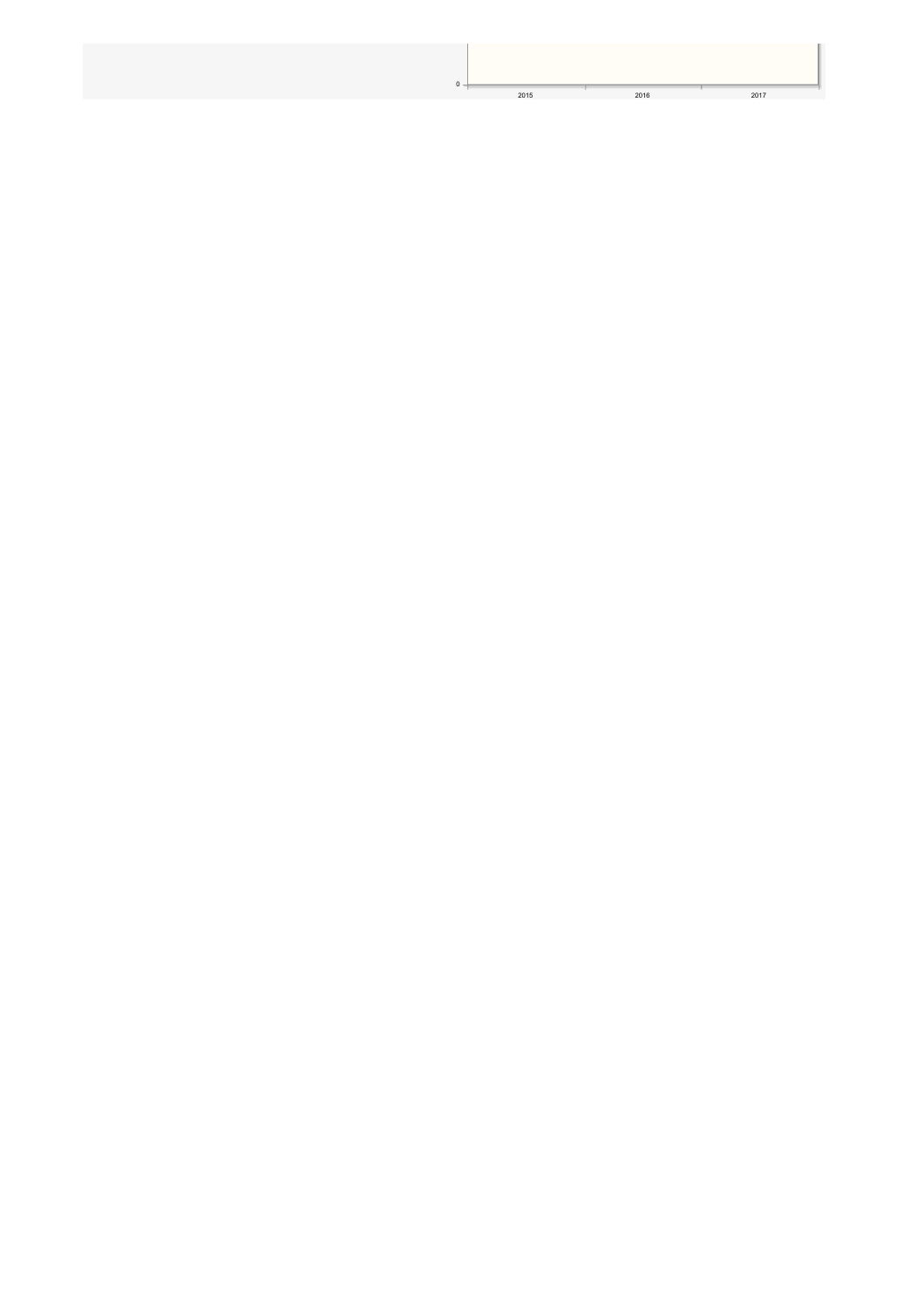0

2015 2016 2017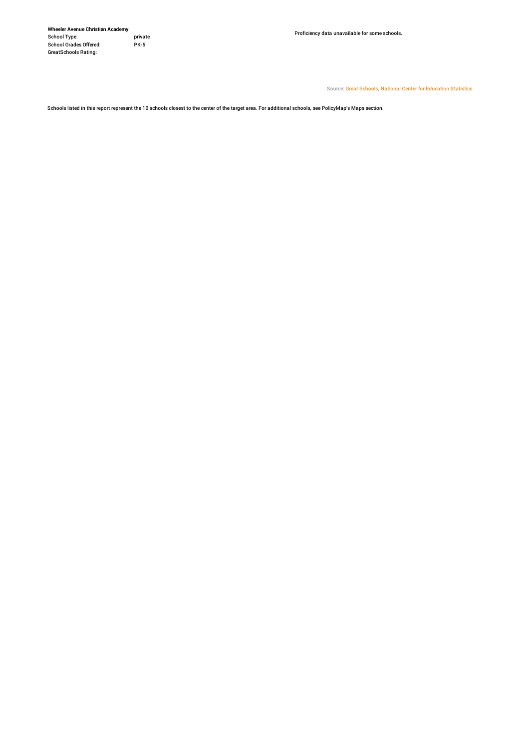**Wheeler Avenue Christian Academy**

| | |
|---|---|
| School Type: | private |
| School Grades Offered: | PK-5 |
| GreatSchools Rating: | |

Proficiency data unavailable for some schools.

Source: Great Schools, National Center for Education Statistics

Schools listed in this report represent the 10 schools closest to the center of the target area. For additional schools, see PolicyMap's Maps section.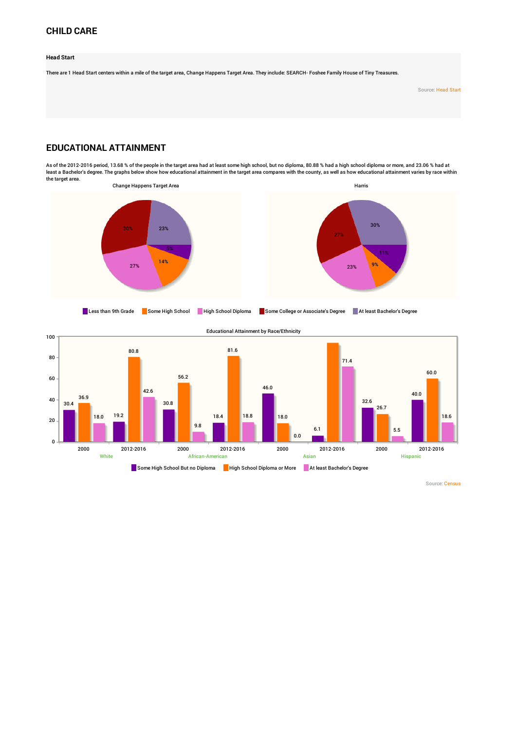## CHILD CARE

### Head Start

There are 1 Head Start centers within a mile of the target area, Change Happens Target Area. They include: SEARCH- Foshee Family House of Tiny Treasures.

Source: Head Start

## EDUCATIONAL ATTAINMENT

As of the 2012-2016 period, 13.68 % of the people in the target area had at least some high school, but no diploma, 80.88 % had a high school diploma or more, and 23.06 % had at least a Bachelor's degree. The graphs below show how educational attainment in the target area compares with the county, as well as how educational attainment varies by race within the target area.

| | Change Happens Target Area | Harris |
|---|---|---|
| Less than 9th Grade | 5% | 11% |
| Some High School | 14% | 9% |
| High School Diploma | 27% | 23% |
| Some College or Associate's Degree | 30% | 27% |
| At least Bachelor's Degree | 23% | 30% |

Educational Attainment by Race/Ethnicity

| Race/Ethnicity | Period | Some High School But no Diploma | High School Diploma or More | At least Bachelor's Degree |
|---|---|---|---|---|
| White | 2000 | 30.4 | 36.9 | 18.0 |
| White | 2012-2016 | 19.2 | 80.8 | 42.6 |
| African-American | 2000 | 30.8 | 56.2 | 9.8 |
| African-American | 2012-2016 | 18.4 | 81.6 | 18.8 |
| Asian | 2000 | 46.0 | 18.0 | 0.0 |
| Asian | 2012-2016 | 6.1 | | 71.4 |
| Hispanic | 2000 | 32.6 | 26.7 | 5.5 |
| Hispanic | 2012-2016 | 40.0 | 60.0 | 18.6 |

Source: Census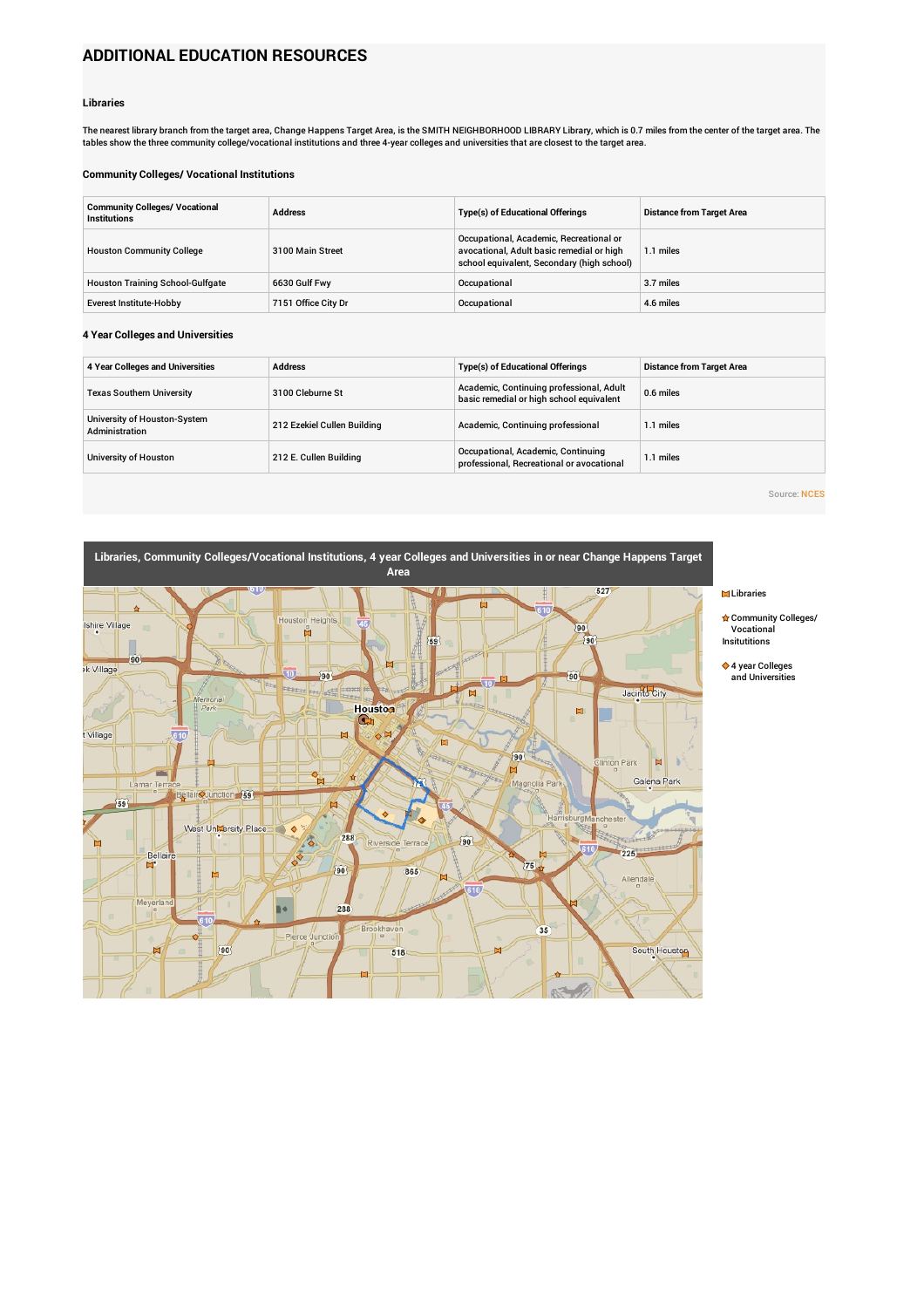# ADDITIONAL EDUCATION RESOURCES

### Libraries

The nearest library branch from the target area, Change Happens Target Area, is the SMITH NEIGHBORHOOD LIBRARY Library, which is 0.7 miles from the center of the target area. The tables show the three community college/vocational institutions and three 4-year colleges and universities that are closest to the target area.

### Community Colleges/ Vocational Institutions

| Community Colleges/ Vocational Institutions | Address | Type(s) of Educational Offerings | Distance from Target Area |
|---|---|---|---|
| Houston Community College | 3100 Main Street | Occupational, Academic, Recreational or avocational, Adult basic remedial or high school equivalent, Secondary (high school) | 1.1 miles |
| Houston Training School-Gulfgate | 6630 Gulf Fwy | Occupational | 3.7 miles |
| Everest Institute-Hobby | 7151 Office City Dr | Occupational | 4.6 miles |

### 4 Year Colleges and Universities

| 4 Year Colleges and Universities | Address | Type(s) of Educational Offerings | Distance from Target Area |
|---|---|---|---|
| Texas Southern University | 3100 Cleburne St | Academic, Continuing professional, Adult basic remedial or high school equivalent | 0.6 miles |
| University of Houston-System Administration | 212 Ezekiel Cullen Building | Academic, Continuing professional | 1.1 miles |
| University of Houston | 212 E. Cullen Building | Occupational, Academic, Continuing professional, Recreational or avocational | 1.1 miles |

Source: NCES

**Libraries, Community Colleges/Vocational Institutions, 4 year Colleges and Universities in or near Change Happens Target Area**

Libraries

Community Colleges/ Vocational Insitutitions

4 year Colleges and Universities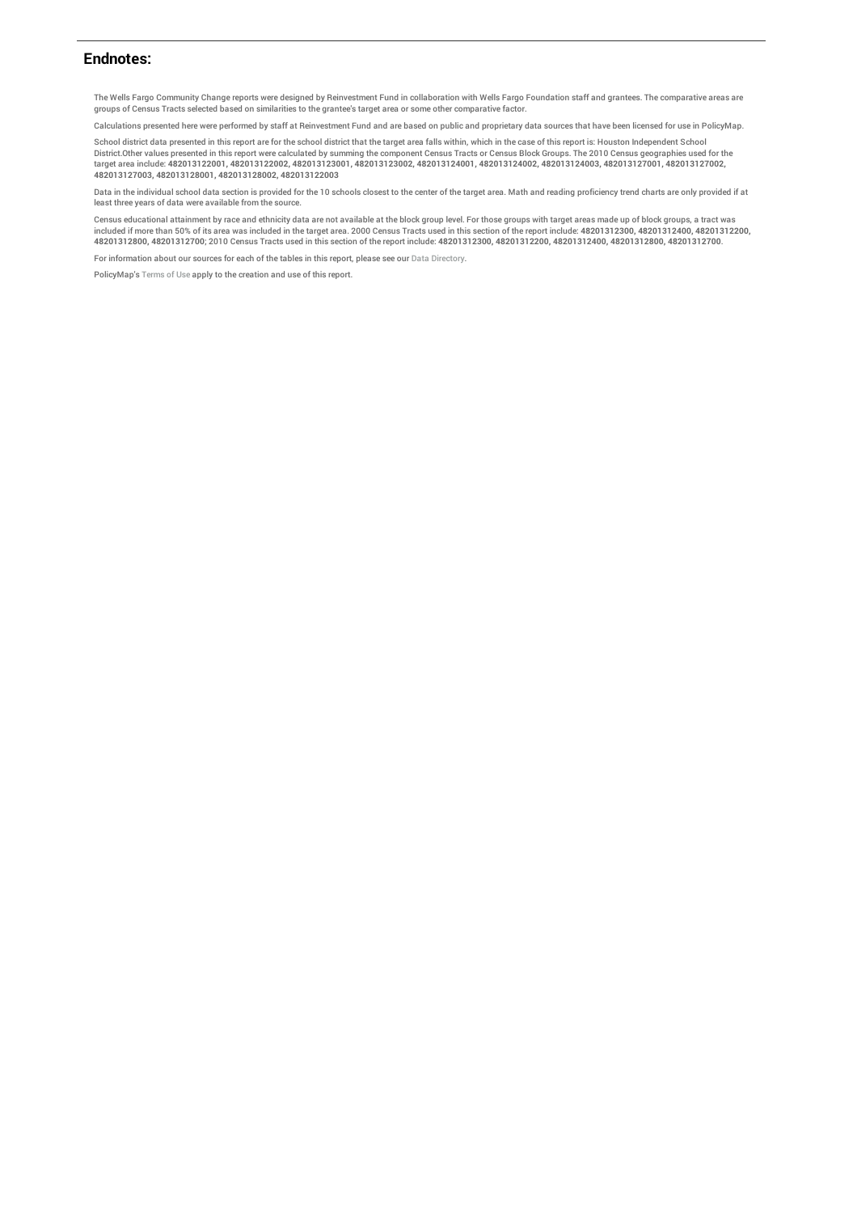## Endnotes:

The Wells Fargo Community Change reports were designed by Reinvestment Fund in collaboration with Wells Fargo Foundation staff and grantees. The comparative areas are groups of Census Tracts selected based on similarities to the grantee's target area or some other comparative factor.

Calculations presented here were performed by staff at Reinvestment Fund and are based on public and proprietary data sources that have been licensed for use in PolicyMap.

School district data presented in this report are for the school district that the target area falls within, which in the case of this report is: Houston Independent School District.Other values presented in this report were calculated by summing the component Census Tracts or Census Block Groups. The 2010 Census geographies used for the target area include: **482013122001, 482013122002, 482013123001, 482013123002, 482013124001, 482013124002, 482013124003, 482013127001, 482013127002, 482013127003, 482013128001, 482013128002, 482013122003**

Data in the individual school data section is provided for the 10 schools closest to the center of the target area. Math and reading proficiency trend charts are only provided if at least three years of data were available from the source.

Census educational attainment by race and ethnicity data are not available at the block group level. For those groups with target areas made up of block groups, a tract was included if more than 50% of its area was included in the target area. 2000 Census Tracts used in this section of the report include: **48201312300, 48201312400, 48201312200, 48201312800, 48201312700**; 2010 Census Tracts used in this section of the report include: **48201312300, 48201312200, 48201312400, 48201312800, 48201312700**.

For information about our sources for each of the tables in this report, please see our Data Directory.

PolicyMap's Terms of Use apply to the creation and use of this report.